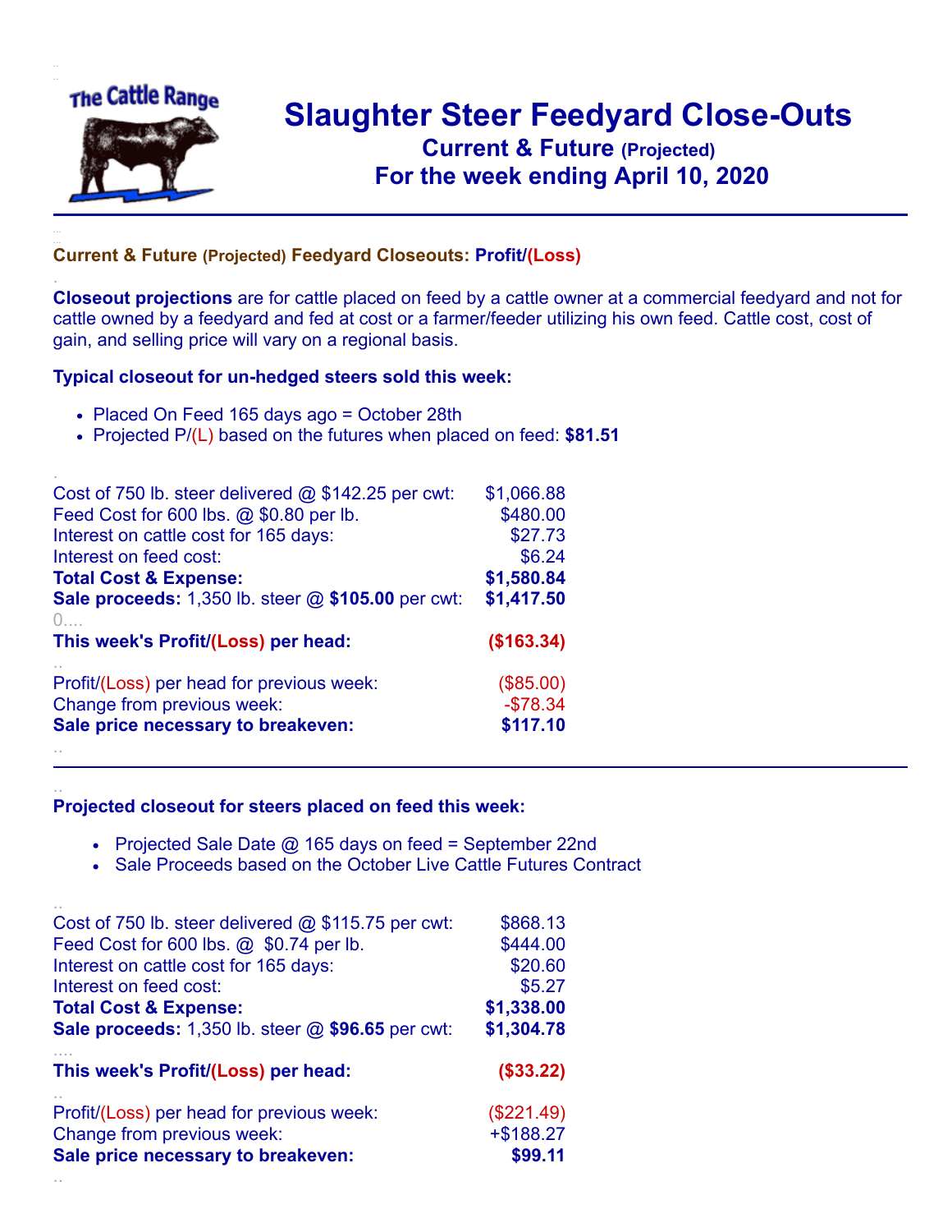# Slaughter Steer Feedyard Close-Outs

## Current & Future (Projected)

## For the week ending April 10, 2020

### Current & Future (Projected) Feedyard Closeouts: Profit/(Loss)

**Closeout projections** are for cattle placed on feed by a cattle owner at a commercial feedyard and not for cattle owned by a feedyard and fed at cost or a farmer/feeder utilizing his own feed. Cattle cost, cost of gain, and selling price will vary on a regional basis.

**Typical closeout for un-hedged steers sold this week:**

- Placed On Feed 165 days ago = October 28th
- Projected P/(L) based on the futures when placed on feed: **$81.51**

| | |
|---|---|
| Cost of 750 lb. steer delivered @ $142.25 per cwt: | $1,066.88 |
| Feed Cost for 600 lbs. @ $0.80 per lb. | $480.00 |
| Interest on cattle cost for 165 days: | $27.73 |
| Interest on feed cost: | $6.24 |
| **Total Cost & Expense:** | **$1,580.84** |
| **Sale proceeds:** 1,350 lb. steer @ **$105.00** per cwt: | **$1,417.50** |
| **This week's Profit/(Loss) per head:** | **($163.34)** |
| Profit/(Loss) per head for previous week: | ($85.00) |
| Change from previous week: | -$78.34 |
| **Sale price necessary to breakeven:** | **$117.10** |

**Projected closeout for steers placed on feed this week:**

- Projected Sale Date @ 165 days on feed = September 22nd
- Sale Proceeds based on the October Live Cattle Futures Contract

| | |
|---|---|
| Cost of 750 lb. steer delivered @ $115.75 per cwt: | $868.13 |
| Feed Cost for 600 lbs. @ $0.74 per lb. | $444.00 |
| Interest on cattle cost for 165 days: | $20.60 |
| Interest on feed cost: | $5.27 |
| **Total Cost & Expense:** | **$1,338.00** |
| **Sale proceeds:** 1,350 lb. steer @ **$96.65** per cwt: | **$1,304.78** |
| **This week's Profit/(Loss) per head:** | **($33.22)** |
| Profit/(Loss) per head for previous week: | ($221.49) |
| Change from previous week: | +$188.27 |
| **Sale price necessary to breakeven:** | **$99.11** |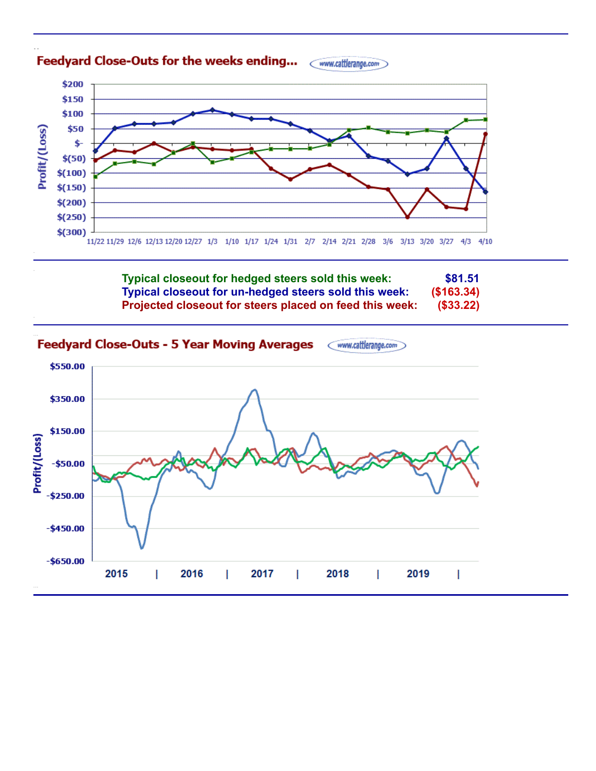## Feedyard Close-Outs for the weeks ending...

www.cattlerange.com

Profit/(Loss)

$200
$150
$100
$50
$-
$(50)
$(100)
$(150)
$(200)
$(250)
$(300)

11/22 11/29 12/6 12/13 12/20 12/27 1/3 1/10 1/17 1/24 1/31 2/7 2/14 2/21 2/28 3/6 3/13 3/20 3/27 4/3 4/10

Typical closeout for hedged steers sold this week: $81.51

Typical closeout for un-hedged steers sold this week: ($163.34)

Projected closeout for steers placed on feed this week: ($33.22)

## Feedyard Close-Outs - 5 Year Moving Averages

www.cattlerange.com

Profit/(Loss)

$550.00
$350.00
$150.00
-$50.00
-$250.00
-$450.00
-$650.00

2015 | 2016 | 2017 | 2018 | 2019 |